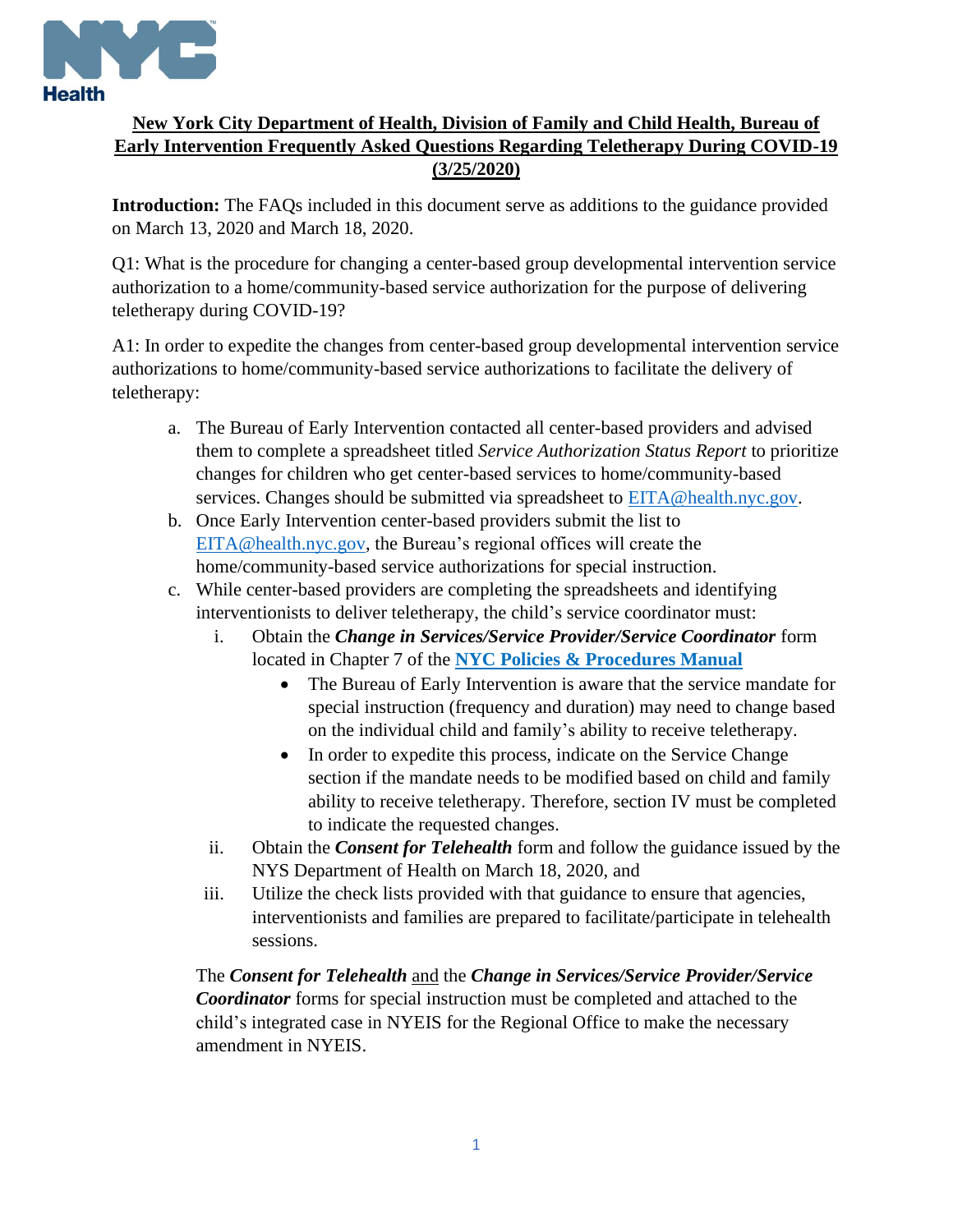**New York City Department of Health, Division of Family and Child Health, Bureau of Early Intervention Frequently Asked Questions Regarding Teletherapy During COVID-19 (3/25/2020)**

**Introduction:** The FAQs included in this document serve as additions to the guidance provided on March 13, 2020 and March 18, 2020.

Q1: What is the procedure for changing a center-based group developmental intervention service authorization to a home/community-based service authorization for the purpose of delivering teletherapy during COVID-19?

A1: In order to expedite the changes from center-based group developmental intervention service authorizations to home/community-based service authorizations to facilitate the delivery of teletherapy:

a. The Bureau of Early Intervention contacted all center-based providers and advised them to complete a spreadsheet titled *Service Authorization Status Report* to prioritize changes for children who get center-based services to home/community-based services. Changes should be submitted via spreadsheet to EITA@health.nyc.gov.
b. Once Early Intervention center-based providers submit the list to EITA@health.nyc.gov, the Bureau's regional offices will create the home/community-based service authorizations for special instruction.
c. While center-based providers are completing the spreadsheets and identifying interventionists to deliver teletherapy, the child's service coordinator must:
    i. Obtain the ***Change in Services/Service Provider/Service Coordinator*** form located in Chapter 7 of the **NYC Policies & Procedures Manual**
        - The Bureau of Early Intervention is aware that the service mandate for special instruction (frequency and duration) may need to change based on the individual child and family's ability to receive teletherapy.
        - In order to expedite this process, indicate on the Service Change section if the mandate needs to be modified based on child and family ability to receive teletherapy. Therefore, section IV must be completed to indicate the requested changes.
    ii. Obtain the ***Consent for Telehealth*** form and follow the guidance issued by the NYS Department of Health on March 18, 2020, and
    iii. Utilize the check lists provided with that guidance to ensure that agencies, interventionists and families are prepared to facilitate/participate in telehealth sessions.

The ***Consent for Telehealth*** and the ***Change in Services/Service Provider/Service Coordinator*** forms for special instruction must be completed and attached to the child's integrated case in NYEIS for the Regional Office to make the necessary amendment in NYEIS.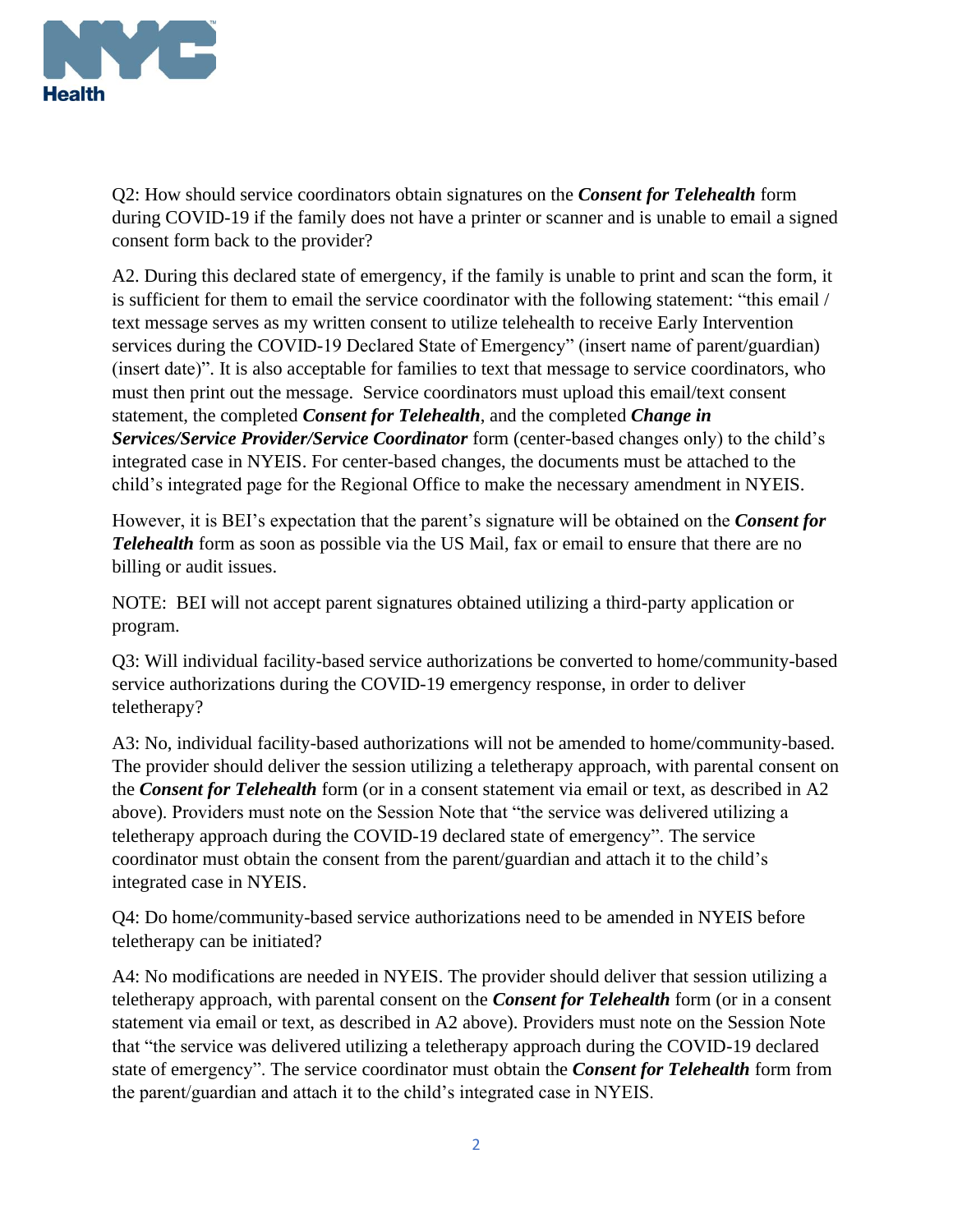Q2: How should service coordinators obtain signatures on the ***Consent for Telehealth*** form during COVID-19 if the family does not have a printer or scanner and is unable to email a signed consent form back to the provider?

A2. During this declared state of emergency, if the family is unable to print and scan the form, it is sufficient for them to email the service coordinator with the following statement: "this email / text message serves as my written consent to utilize telehealth to receive Early Intervention services during the COVID-19 Declared State of Emergency" (insert name of parent/guardian) (insert date)". It is also acceptable for families to text that message to service coordinators, who must then print out the message. Service coordinators must upload this email/text consent statement, the completed ***Consent for Telehealth***, and the completed ***Change in Services/Service Provider/Service Coordinator*** form (center-based changes only) to the child's integrated case in NYEIS. For center-based changes, the documents must be attached to the child's integrated page for the Regional Office to make the necessary amendment in NYEIS.

However, it is BEI's expectation that the parent's signature will be obtained on the ***Consent for Telehealth*** form as soon as possible via the US Mail, fax or email to ensure that there are no billing or audit issues.

NOTE: BEI will not accept parent signatures obtained utilizing a third-party application or program.

Q3: Will individual facility-based service authorizations be converted to home/community-based service authorizations during the COVID-19 emergency response, in order to deliver teletherapy?

A3: No, individual facility-based authorizations will not be amended to home/community-based. The provider should deliver the session utilizing a teletherapy approach, with parental consent on the ***Consent for Telehealth*** form (or in a consent statement via email or text, as described in A2 above). Providers must note on the Session Note that "the service was delivered utilizing a teletherapy approach during the COVID-19 declared state of emergency". The service coordinator must obtain the consent from the parent/guardian and attach it to the child's integrated case in NYEIS.

Q4: Do home/community-based service authorizations need to be amended in NYEIS before teletherapy can be initiated?

A4: No modifications are needed in NYEIS. The provider should deliver that session utilizing a teletherapy approach, with parental consent on the ***Consent for Telehealth*** form (or in a consent statement via email or text, as described in A2 above). Providers must note on the Session Note that "the service was delivered utilizing a teletherapy approach during the COVID-19 declared state of emergency". The service coordinator must obtain the ***Consent for Telehealth*** form from the parent/guardian and attach it to the child's integrated case in NYEIS.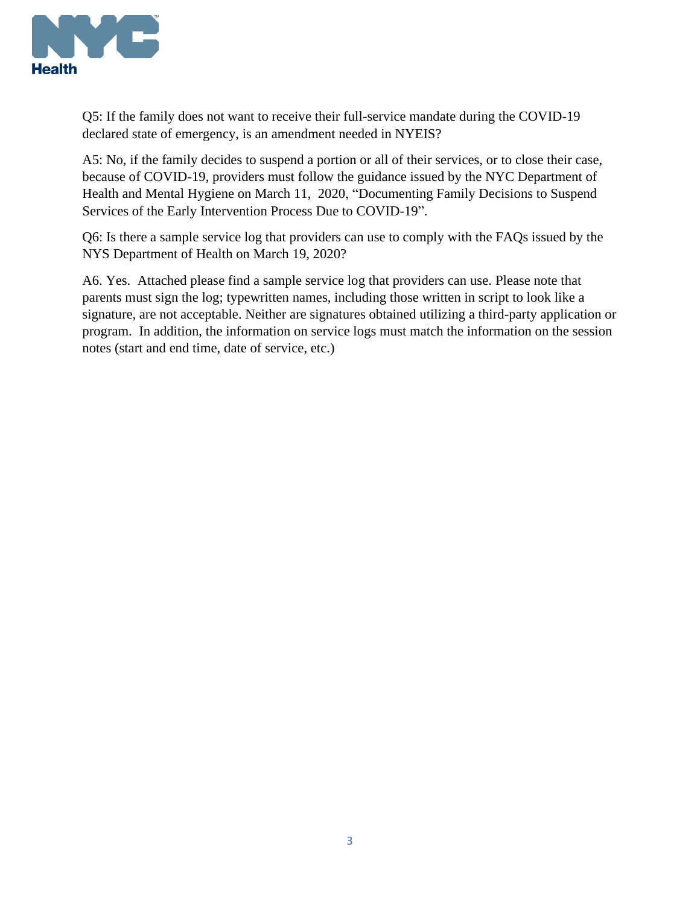Q5: If the family does not want to receive their full-service mandate during the COVID-19 declared state of emergency, is an amendment needed in NYEIS?

A5: No, if the family decides to suspend a portion or all of their services, or to close their case, because of COVID-19, providers must follow the guidance issued by the NYC Department of Health and Mental Hygiene on March 11, 2020, "Documenting Family Decisions to Suspend Services of the Early Intervention Process Due to COVID-19".

Q6: Is there a sample service log that providers can use to comply with the FAQs issued by the NYS Department of Health on March 19, 2020?

A6. Yes. Attached please find a sample service log that providers can use. Please note that parents must sign the log; typewritten names, including those written in script to look like a signature, are not acceptable. Neither are signatures obtained utilizing a third-party application or program. In addition, the information on service logs must match the information on the session notes (start and end time, date of service, etc.)